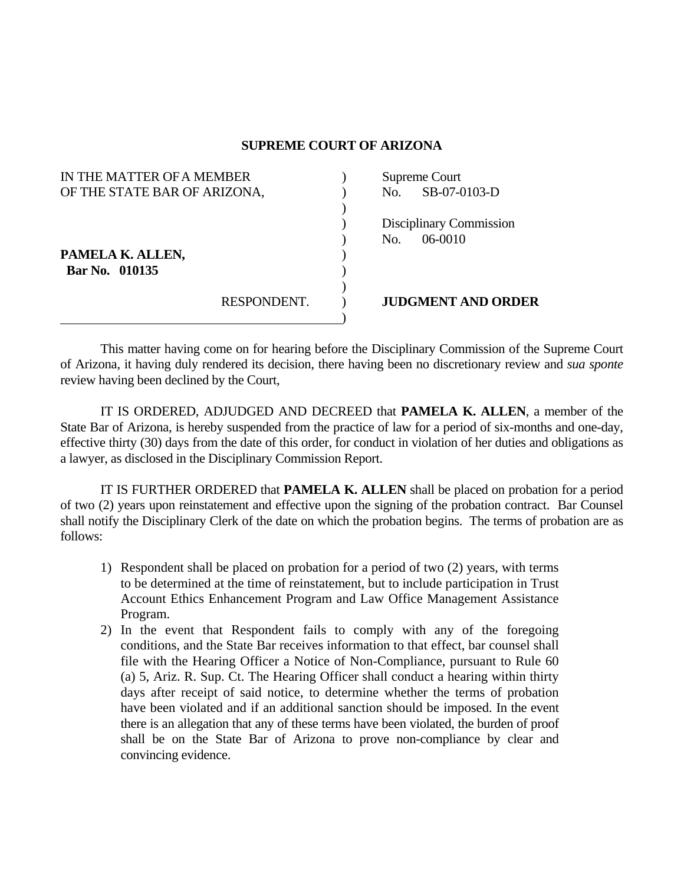## SUPREME COURT OF ARIZONA

| | |
|---|---|
| IN THE MATTER OF A MEMBER OF THE STATE BAR OF ARIZONA, | Supreme Court No. SB-07-0103-D |
| | Disciplinary Commission No. 06-0010 |
| **PAMELA K. ALLEN, Bar No. 010135** | |
| RESPONDENT. | **JUDGMENT AND ORDER** |

This matter having come on for hearing before the Disciplinary Commission of the Supreme Court of Arizona, it having duly rendered its decision, there having been no discretionary review and *sua sponte* review having been declined by the Court,

IT IS ORDERED, ADJUDGED AND DECREED that **PAMELA K. ALLEN**, a member of the State Bar of Arizona, is hereby suspended from the practice of law for a period of six-months and one-day, effective thirty (30) days from the date of this order, for conduct in violation of her duties and obligations as a lawyer, as disclosed in the Disciplinary Commission Report.

IT IS FURTHER ORDERED that **PAMELA K. ALLEN** shall be placed on probation for a period of two (2) years upon reinstatement and effective upon the signing of the probation contract. Bar Counsel shall notify the Disciplinary Clerk of the date on which the probation begins. The terms of probation are as follows:

1) Respondent shall be placed on probation for a period of two (2) years, with terms to be determined at the time of reinstatement, but to include participation in Trust Account Ethics Enhancement Program and Law Office Management Assistance Program.
2) In the event that Respondent fails to comply with any of the foregoing conditions, and the State Bar receives information to that effect, bar counsel shall file with the Hearing Officer a Notice of Non-Compliance, pursuant to Rule 60 (a) 5, Ariz. R. Sup. Ct. The Hearing Officer shall conduct a hearing within thirty days after receipt of said notice, to determine whether the terms of probation have been violated and if an additional sanction should be imposed. In the event there is an allegation that any of these terms have been violated, the burden of proof shall be on the State Bar of Arizona to prove non-compliance by clear and convincing evidence.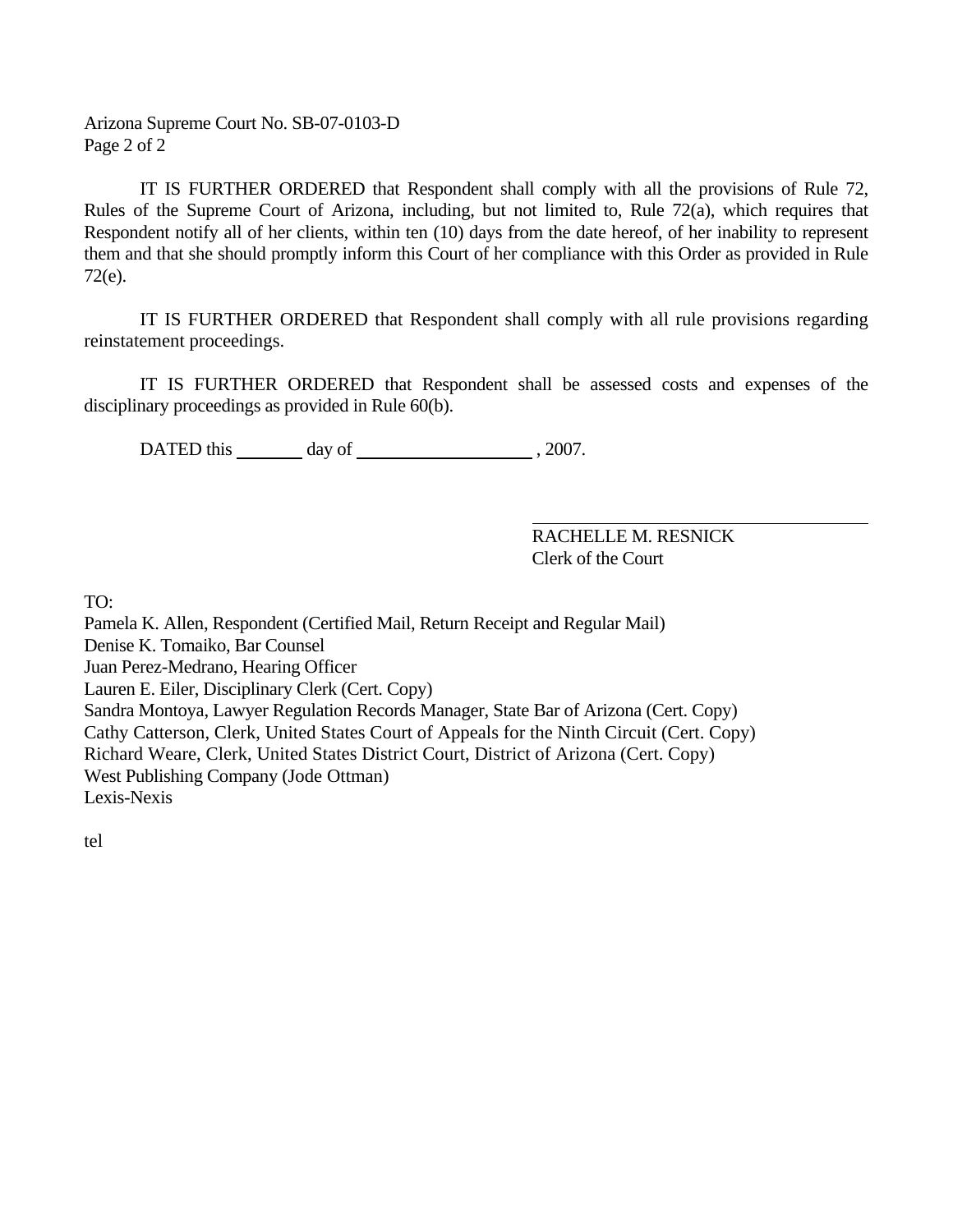IT IS FURTHER ORDERED that Respondent shall comply with all the provisions of Rule 72, Rules of the Supreme Court of Arizona, including, but not limited to, Rule 72(a), which requires that Respondent notify all of her clients, within ten (10) days from the date hereof, of her inability to represent them and that she should promptly inform this Court of her compliance with this Order as provided in Rule 72(e).

IT IS FURTHER ORDERED that Respondent shall comply with all rule provisions regarding reinstatement proceedings.

IT IS FURTHER ORDERED that Respondent shall be assessed costs and expenses of the disciplinary proceedings as provided in Rule 60(b).

DATED this ________ day of ____________________ , 2007.

RACHELLE M. RESNICK
Clerk of the Court

TO:
Pamela K. Allen, Respondent (Certified Mail, Return Receipt and Regular Mail)
Denise K. Tomaiko, Bar Counsel
Juan Perez-Medrano, Hearing Officer
Lauren E. Eiler, Disciplinary Clerk (Cert. Copy)
Sandra Montoya, Lawyer Regulation Records Manager, State Bar of Arizona (Cert. Copy)
Cathy Catterson, Clerk, United States Court of Appeals for the Ninth Circuit (Cert. Copy)
Richard Weare, Clerk, United States District Court, District of Arizona (Cert. Copy)
West Publishing Company (Jode Ottman)
Lexis-Nexis

tel